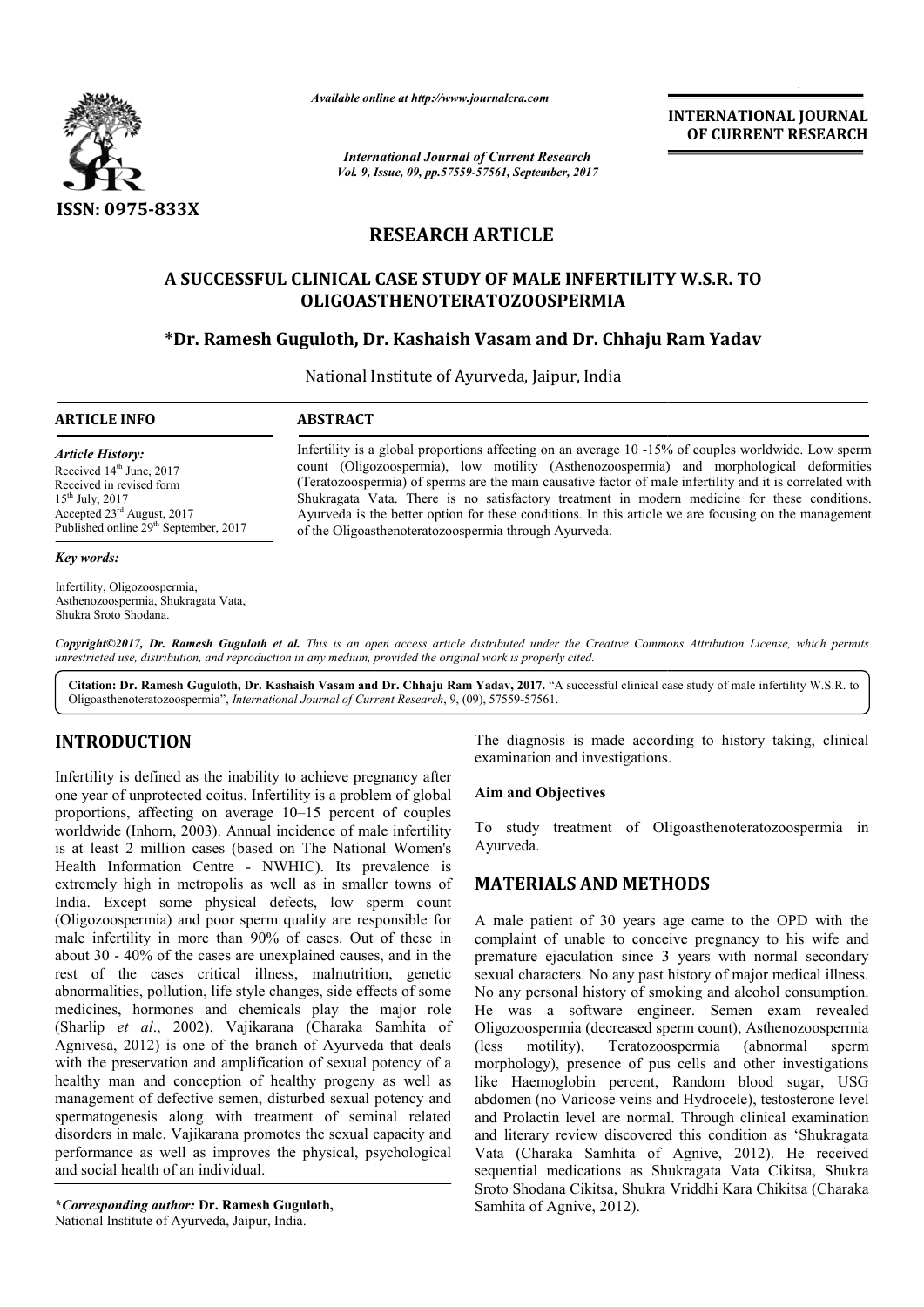ISSN: 0975-833X

*Available online at http://www.journalcra.com*

*International Journal of Current Research*
*Vol. 9, Issue, 09, pp.57559-57561, September, 2017*

**INTERNATIONAL JOURNAL OF CURRENT RESEARCH**

# RESEARCH ARTICLE

## A SUCCESSFUL CLINICAL CASE STUDY OF MALE INFERTILITY W.S.R. TO OLIGOASTHENOTERATOZOOSPERMIA

**\*Dr. Ramesh Guguloth, Dr. Kashaish Vasam and Dr. Chhaju Ram Yadav**

National Institute of Ayurveda, Jaipur, India

### ARTICLE INFO

*Article History:*

Received 14th June, 2017
Received in revised form
15th July, 2017
Accepted 23rd August, 2017
Published online 29th September, 2017

*Key words:*

Infertility, Oligozoospermia, Asthenozoospermia, Shukragata Vata, Shukra Sroto Shodana.

### ABSTRACT

Infertility is a global proportions affecting on an average 10 -15% of couples worldwide. Low sperm count (Oligozoospermia), low motility (Asthenozoospermia) and morphological deformities (Teratozoospermia) of sperms are the main causative factor of male infertility and it is correlated with Shukragata Vata. There is no satisfactory treatment in modern medicine for these conditions. Ayurveda is the better option for these conditions. In this article we are focusing on the management of the Oligoasthenoteratozoospermia through Ayurveda.

*Copyright©2017, Dr. Ramesh Guguloth et al. This is an open access article distributed under the Creative Commons Attribution License, which permits unrestricted use, distribution, and reproduction in any medium, provided the original work is properly cited.*

**Citation: Dr. Ramesh Guguloth, Dr. Kashaish Vasam and Dr. Chhaju Ram Yadav, 2017.** "A successful clinical case study of male infertility W.S.R. to Oligoasthenoteratozoospermia", *International Journal of Current Research*, 9, (09), 57559-57561.

## INTRODUCTION

Infertility is defined as the inability to achieve pregnancy after one year of unprotected coitus. Infertility is a problem of global proportions, affecting on average 10–15 percent of couples worldwide (Inhorn, 2003). Annual incidence of male infertility is at least 2 million cases (based on The National Women's Health Information Centre - NWHIC). Its prevalence is extremely high in metropolis as well as in smaller towns of India. Except some physical defects, low sperm count (Oligozoospermia) and poor sperm quality are responsible for male infertility in more than 90% of cases. Out of these in about 30 - 40% of the cases are unexplained causes, and in the rest of the cases critical illness, malnutrition, genetic abnormalities, pollution, life style changes, side effects of some medicines, hormones and chemicals play the major role (Sharlip *et al*., 2002). Vajikarana (Charaka Samhita of Agnivesa, 2012) is one of the branch of Ayurveda that deals with the preservation and amplification of sexual potency of a healthy man and conception of healthy progeny as well as management of defective semen, disturbed sexual potency and spermatogenesis along with treatment of seminal related disorders in male. Vajikarana promotes the sexual capacity and performance as well as improves the physical, psychological and social health of an individual.

The diagnosis is made according to history taking, clinical examination and investigations.

### Aim and Objectives

To study treatment of Oligoasthenoteratozoospermia in Ayurveda.

## MATERIALS AND METHODS

A male patient of 30 years age came to the OPD with the complaint of unable to conceive pregnancy to his wife and premature ejaculation since 3 years with normal secondary sexual characters. No any past history of major medical illness. No any personal history of smoking and alcohol consumption. He was a software engineer. Semen exam revealed Oligozoospermia (decreased sperm count), Asthenozoospermia (less motility), Teratozoospermia (abnormal sperm morphology), presence of pus cells and other investigations like Haemoglobin percent, Random blood sugar, USG abdomen (no Varicose veins and Hydrocele), testosterone level and Prolactin level are normal. Through clinical examination and literary review discovered this condition as 'Shukragata Vata (Charaka Samhita of Agnive, 2012). He received sequential medications as Shukragata Vata Cikitsa, Shukra Sroto Shodana Cikitsa, Shukra Vriddhi Kara Chikitsa (Charaka Samhita of Agnive, 2012).

**\*Corresponding author: Dr. Ramesh Guguloth,**
National Institute of Ayurveda, Jaipur, India.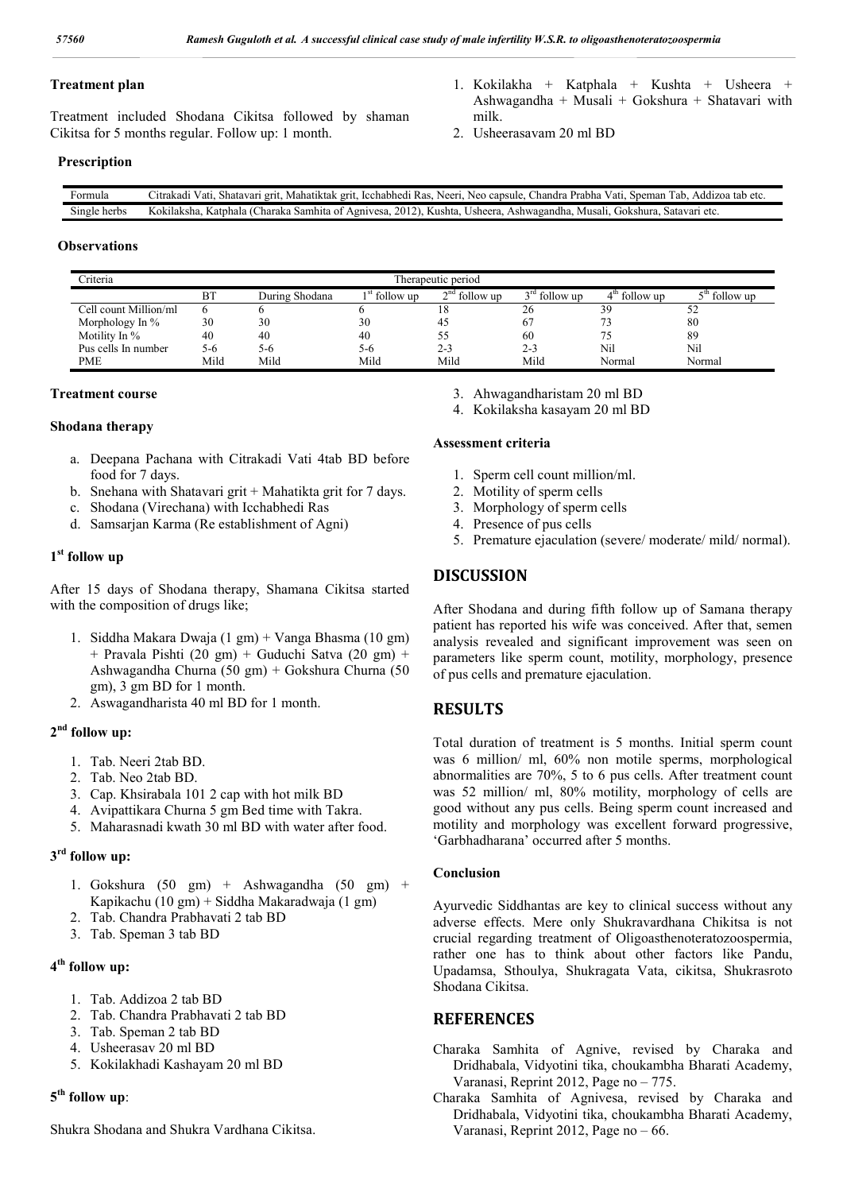### Treatment plan

Treatment included Shodana Cikitsa followed by shaman Cikitsa for 5 months regular. Follow up: 1 month.

### Prescription

| Formula | Citrakadi Vati, Shatavari grit, Mahatiktak grit, Icchabhedi Ras, Neeri, Neo capsule, Chandra Prabha Vati, Speman Tab, Addizoa tab etc. |
|---|---|
| Single herbs | Kokilaksha, Katphala (Charaka Samhita of Agnivesa, 2012), Kushta, Usheera, Ashwagandha, Musali, Gokshura, Satavari etc. |

1. Kokilakha + Katphala + Kushta + Usheera + Ashwagandha + Musali + Gokshura + Shatavari with milk.
2. Usheerasavam 20 ml BD

### Observations

| Criteria | Therapeutic period | | | | | | |
|---|---|---|---|---|---|---|---|
| | BT | During Shodana | 1st follow up | 2nd follow up | 3rd follow up | 4th follow up | 5th follow up |
| Cell count Million/ml | 6 | 6 | 6 | 18 | 26 | 39 | 52 |
| Morphology In % | 30 | 30 | 30 | 45 | 67 | 73 | 80 |
| Motility In % | 40 | 40 | 40 | 55 | 60 | 75 | 89 |
| Pus cells In number | 5-6 | 5-6 | 5-6 | 2-3 | 2-3 | Nil | Nil |
| PME | Mild | Mild | Mild | Mild | Mild | Normal | Normal |

### Treatment course

### Shodana therapy

a. Deepana Pachana with Citrakadi Vati 4tab BD before food for 7 days.
b. Snehana with Shatavari grit + Mahatikta grit for 7 days.
c. Shodana (Virechana) with Icchabhedi Ras
d. Samsarjan Karma (Re establishment of Agni)

### 1st follow up

After 15 days of Shodana therapy, Shamana Cikitsa started with the composition of drugs like;

1. Siddha Makara Dwaja (1 gm) + Vanga Bhasma (10 gm) + Pravala Pishti (20 gm) + Guduchi Satva (20 gm) + Ashwagandha Churna (50 gm) + Gokshura Churna (50 gm), 3 gm BD for 1 month.
2. Aswagandharista 40 ml BD for 1 month.

### 2nd follow up:

1. Tab. Neeri 2tab BD.
2. Tab. Neo 2tab BD.
3. Cap. Khsirabala 101 2 cap with hot milk BD
4. Avipattikara Churna 5 gm Bed time with Takra.
5. Maharasnadi kwath 30 ml BD with water after food.

### 3rd follow up:

1. Gokshura (50 gm) + Ashwagandha (50 gm) + Kapikachu (10 gm) + Siddha Makaradwaja (1 gm)
2. Tab. Chandra Prabhavati 2 tab BD
3. Tab. Speman 3 tab BD

### 4th follow up:

1. Tab. Addizoa 2 tab BD
2. Tab. Chandra Prabhavati 2 tab BD
3. Tab. Speman 2 tab BD
4. Usheerasav 20 ml BD
5. Kokilakhadi Kashayam 20 ml BD

### 5th follow up:

Shukra Shodana and Shukra Vardhana Cikitsa.

3. Ahwagandharistam 20 ml BD
4. Kokilaksha kasayam 20 ml BD

### Assessment criteria

1. Sperm cell count million/ml.
2. Motility of sperm cells
3. Morphology of sperm cells
4. Presence of pus cells
5. Premature ejaculation (severe/ moderate/ mild/ normal).

## DISCUSSION

After Shodana and during fifth follow up of Samana therapy patient has reported his wife was conceived. After that, semen analysis revealed and significant improvement was seen on parameters like sperm count, motility, morphology, presence of pus cells and premature ejaculation.

## RESULTS

Total duration of treatment is 5 months. Initial sperm count was 6 million/ ml, 60% non motile sperms, morphological abnormalities are 70%, 5 to 6 pus cells. After treatment count was 52 million/ ml, 80% motility, morphology of cells are good without any pus cells. Being sperm count increased and motility and morphology was excellent forward progressive, 'Garbhadharana' occurred after 5 months.

### Conclusion

Ayurvedic Siddhantas are key to clinical success without any adverse effects. Mere only Shukravardhana Chikitsa is not crucial regarding treatment of Oligoasthenoteratozoospermia, rather one has to think about other factors like Pandu, Upadamsa, Sthoulya, Shukragata Vata, cikitsa, Shukrasroto Shodana Cikitsa.

## REFERENCES

Charaka Samhita of Agnive, revised by Charaka and Dridhabala, Vidyotini tika, choukambha Bharati Academy, Varanasi, Reprint 2012, Page no – 775.

Charaka Samhita of Agnivesa, revised by Charaka and Dridhabala, Vidyotini tika, choukambha Bharati Academy, Varanasi, Reprint 2012, Page no – 66.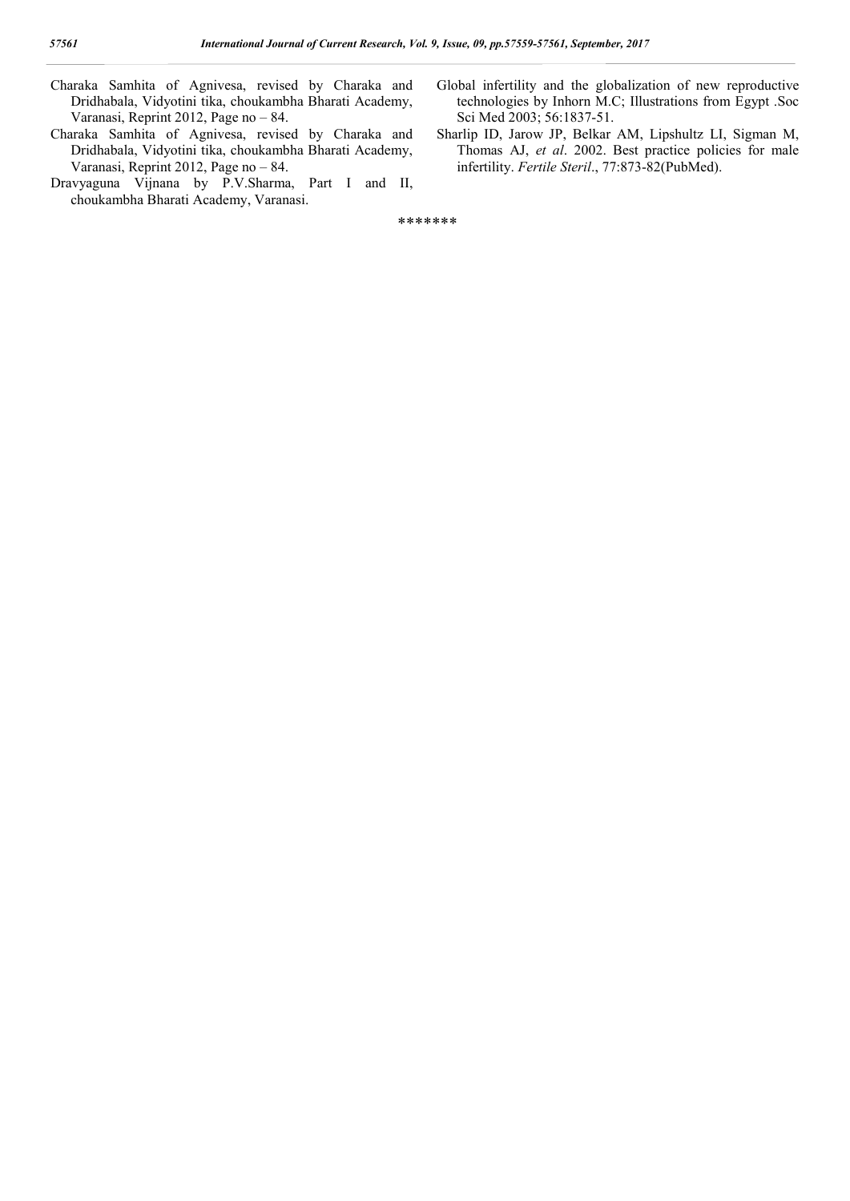Charaka Samhita of Agnivesa, revised by Charaka and Dridhabala, Vidyotini tika, choukambha Bharati Academy, Varanasi, Reprint 2012, Page no – 84.

Charaka Samhita of Agnivesa, revised by Charaka and Dridhabala, Vidyotini tika, choukambha Bharati Academy, Varanasi, Reprint 2012, Page no – 84.

Dravyaguna Vijnana by P.V.Sharma, Part I and II, choukambha Bharati Academy, Varanasi.

Global infertility and the globalization of new reproductive technologies by Inhorn M.C; Illustrations from Egypt .Soc Sci Med 2003; 56:1837-51.

Sharlip ID, Jarow JP, Belkar AM, Lipshultz LI, Sigman M, Thomas AJ, *et al*. 2002. Best practice policies for male infertility. *Fertile Steril*., 77:873-82(PubMed).

\*\*\*\*\*\*\*